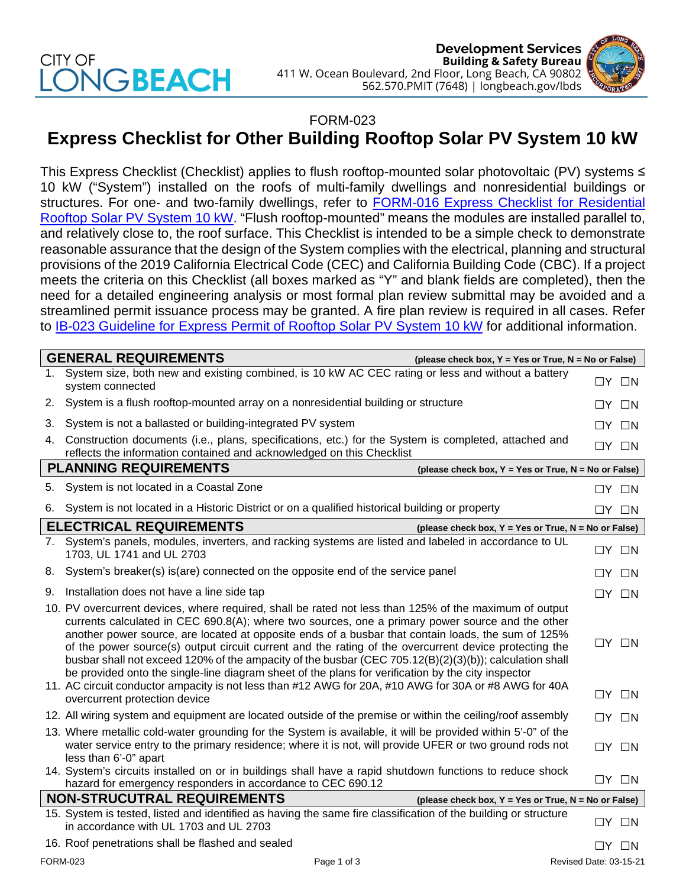CITY OF LONG BEACH

**Development Services**
**Building & Safety Bureau**
411 W. Ocean Boulevard, 2nd Floor, Long Beach, CA 90802
562.570.PMIT (7648) | longbeach.gov/lbds

FORM-023

# Express Checklist for Other Building Rooftop Solar PV System 10 kW

This Express Checklist (Checklist) applies to flush rooftop-mounted solar photovoltaic (PV) systems ≤ 10 kW ("System") installed on the roofs of multi-family dwellings and nonresidential buildings or structures. For one- and two-family dwellings, refer to FORM-016 Express Checklist for Residential Rooftop Solar PV System 10 kW. "Flush rooftop-mounted" means the modules are installed parallel to, and relatively close to, the roof surface. This Checklist is intended to be a simple check to demonstrate reasonable assurance that the design of the System complies with the electrical, planning and structural provisions of the 2019 California Electrical Code (CEC) and California Building Code (CBC). If a project meets the criteria on this Checklist (all boxes marked as "Y" and blank fields are completed), then the need for a detailed engineering analysis or most formal plan review submittal may be avoided and a streamlined permit issuance process may be granted. A fire plan review is required in all cases. Refer to IB-023 Guideline for Express Permit of Rooftop Solar PV System 10 kW for additional information.

| **GENERAL REQUIREMENTS** | **(please check box, Y = Yes or True, N = No or False)** |
|---|---|
| 1. System size, both new and existing combined, is 10 kW AC CEC rating or less and without a battery system connected | ☐Y ☐N |
| 2. System is a flush rooftop-mounted array on a nonresidential building or structure | ☐Y ☐N |
| 3. System is not a ballasted or building-integrated PV system | ☐Y ☐N |
| 4. Construction documents (i.e., plans, specifications, etc.) for the System is completed, attached and reflects the information contained and acknowledged on this Checklist | ☐Y ☐N |
| **PLANNING REQUIREMENTS** | **(please check box, Y = Yes or True, N = No or False)** |
| 5. System is not located in a Coastal Zone | ☐Y ☐N |
| 6. System is not located in a Historic District or on a qualified historical building or property | ☐Y ☐N |
| **ELECTRICAL REQUIREMENTS** | **(please check box, Y = Yes or True, N = No or False)** |
| 7. System's panels, modules, inverters, and racking systems are listed and labeled in accordance to UL 1703, UL 1741 and UL 2703 | ☐Y ☐N |
| 8. System's breaker(s) is(are) connected on the opposite end of the service panel | ☐Y ☐N |
| 9. Installation does not have a line side tap | ☐Y ☐N |
| 10. PV overcurrent devices, where required, shall be rated not less than 125% of the maximum of output currents calculated in CEC 690.8(A); where two sources, one a primary power source and the other another power source, are located at opposite ends of a busbar that contain loads, the sum of 125% of the power source(s) output circuit current and the rating of the overcurrent device protecting the busbar shall not exceed 120% of the ampacity of the busbar (CEC 705.12(B)(2)(3)(b)); calculation shall be provided onto the single-line diagram sheet of the plans for verification by the city inspector | ☐Y ☐N |
| 11. AC circuit conductor ampacity is not less than #12 AWG for 20A, #10 AWG for 30A or #8 AWG for 40A overcurrent protection device | ☐Y ☐N |
| 12. All wiring system and equipment are located outside of the premise or within the ceiling/roof assembly | ☐Y ☐N |
| 13. Where metallic cold-water grounding for the System is available, it will be provided within 5'-0" of the water service entry to the primary residence; where it is not, will provide UFER or two ground rods not less than 6'-0" apart | ☐Y ☐N |
| 14. System's circuits installed on or in buildings shall have a rapid shutdown functions to reduce shock hazard for emergency responders in accordance to CEC 690.12 | ☐Y ☐N |
| **NON-STRUCUTRAL REQUIREMENTS** | **(please check box, Y = Yes or True, N = No or False)** |
| 15. System is tested, listed and identified as having the same fire classification of the building or structure in accordance with UL 1703 and UL 2703 | ☐Y ☐N |
| 16. Roof penetrations shall be flashed and sealed | ☐Y ☐N |

FORM-023 Revised Date: 03-15-21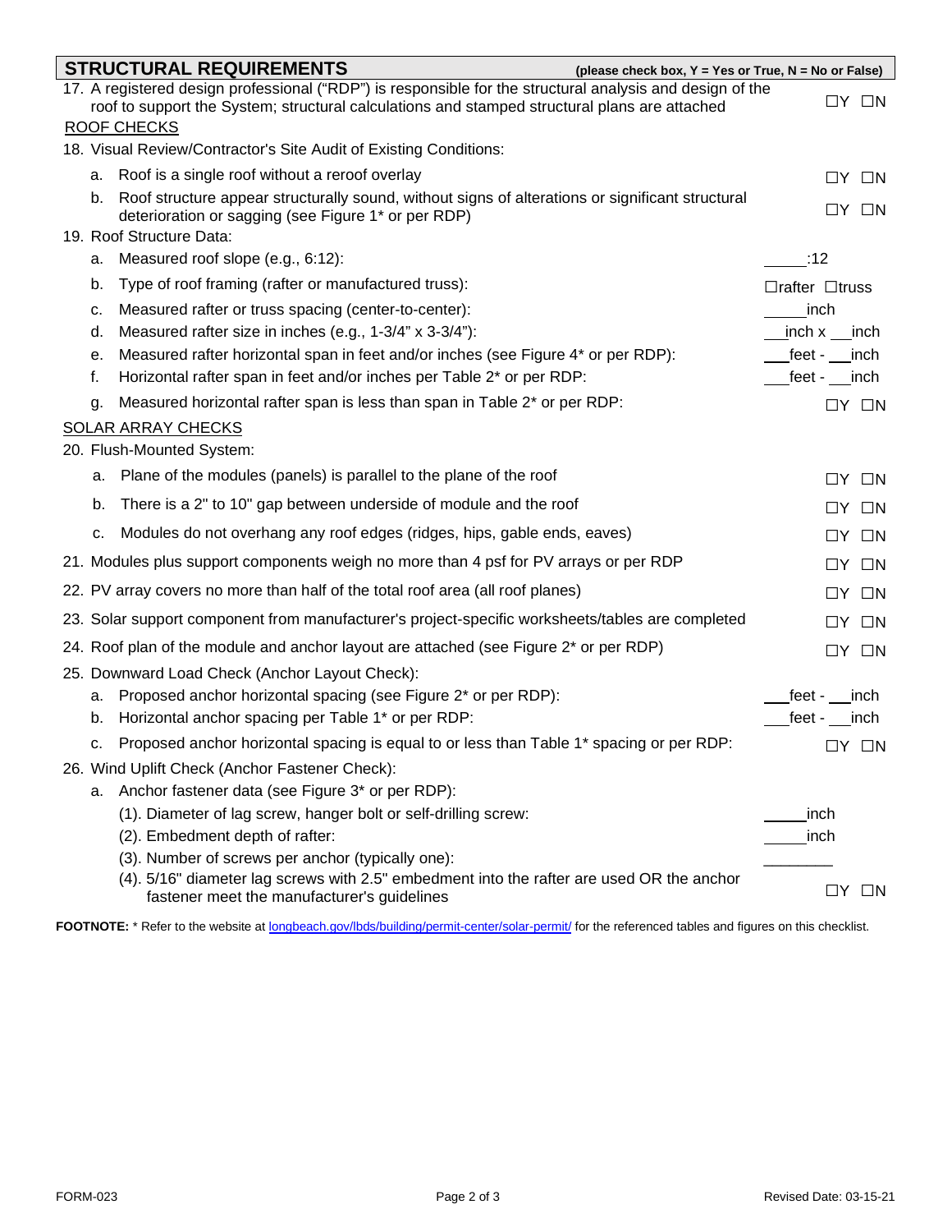## STRUCTURAL REQUIREMENTS

**(please check box, Y = Yes or True, N = No or False)**

17. A registered design professional ("RDP") is responsible for the structural analysis and design of the roof to support the System; structural calculations and stamped structural plans are attached ☐Y ☐N

ROOF CHECKS

18. Visual Review/Contractor's Site Audit of Existing Conditions:
    a. Roof is a single roof without a reroof overlay ☐Y ☐N
    b. Roof structure appear structurally sound, without signs of alterations or significant structural deterioration or sagging (see Figure 1* or per RDP) ☐Y ☐N
19. Roof Structure Data:
    a. Measured roof slope (e.g., 6:12): _____:12
    b. Type of roof framing (rafter or manufactured truss): ☐rafter ☐truss
    c. Measured rafter or truss spacing (center-to-center): _____inch
    d. Measured rafter size in inches (e.g., 1-3/4" x 3-3/4"): ___inch x ___inch
    e. Measured rafter horizontal span in feet and/or inches (see Figure 4* or per RDP): ___feet - ___inch
    f. Horizontal rafter span in feet and/or inches per Table 2* or per RDP: ___feet - ___inch
    g. Measured horizontal rafter span is less than span in Table 2* or per RDP: ☐Y ☐N

SOLAR ARRAY CHECKS

20. Flush-Mounted System:
    a. Plane of the modules (panels) is parallel to the plane of the roof ☐Y ☐N
    b. There is a 2" to 10" gap between underside of module and the roof ☐Y ☐N
    c. Modules do not overhang any roof edges (ridges, hips, gable ends, eaves) ☐Y ☐N
21. Modules plus support components weigh no more than 4 psf for PV arrays or per RDP ☐Y ☐N
22. PV array covers no more than half of the total roof area (all roof planes) ☐Y ☐N
23. Solar support component from manufacturer's project-specific worksheets/tables are completed ☐Y ☐N
24. Roof plan of the module and anchor layout are attached (see Figure 2* or per RDP) ☐Y ☐N
25. Downward Load Check (Anchor Layout Check):
    a. Proposed anchor horizontal spacing (see Figure 2* or per RDP): ___feet - ___inch
    b. Horizontal anchor spacing per Table 1* or per RDP: ___feet - ___inch
    c. Proposed anchor horizontal spacing is equal to or less than Table 1* spacing or per RDP: ☐Y ☐N
26. Wind Uplift Check (Anchor Fastener Check):
    a. Anchor fastener data (see Figure 3* or per RDP):
        (1). Diameter of lag screw, hanger bolt or self-drilling screw: _____inch
        (2). Embedment depth of rafter: _____inch
        (3). Number of screws per anchor (typically one): ________
        (4). 5/16" diameter lag screws with 2.5" embedment into the rafter are used OR the anchor fastener meet the manufacturer's guidelines ☐Y ☐N

**FOOTNOTE:** * Refer to the website at longbeach.gov/lbds/building/permit-center/solar-permit/ for the referenced tables and figures on this checklist.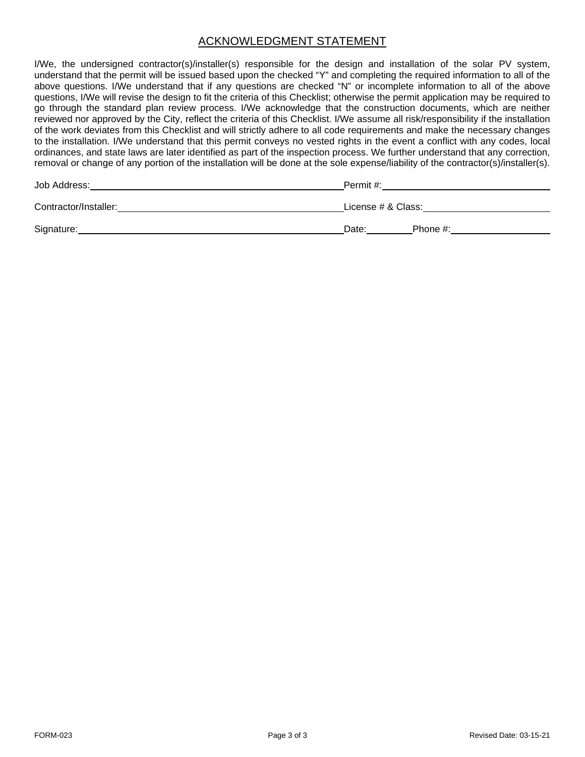## ACKNOWLEDGMENT STATEMENT

I/We, the undersigned contractor(s)/installer(s) responsible for the design and installation of the solar PV system, understand that the permit will be issued based upon the checked "Y" and completing the required information to all of the above questions. I/We understand that if any questions are checked "N" or incomplete information to all of the above questions, I/We will revise the design to fit the criteria of this Checklist; otherwise the permit application may be required to go through the standard plan review process. I/We acknowledge that the construction documents, which are neither reviewed nor approved by the City, reflect the criteria of this Checklist. I/We assume all risk/responsibility if the installation of the work deviates from this Checklist and will strictly adhere to all code requirements and make the necessary changes to the installation. I/We understand that this permit conveys no vested rights in the event a conflict with any codes, local ordinances, and state laws are later identified as part of the inspection process. We further understand that any correction, removal or change of any portion of the installation will be done at the sole expense/liability of the contractor(s)/installer(s).

Job Address:______________________________ Permit #:______________________

Contractor/Installer:______________________________ License # & Class:______________________

Signature:______________________________ Date:__________ Phone #:______________________

FORM-023

Revised Date: 03-15-21